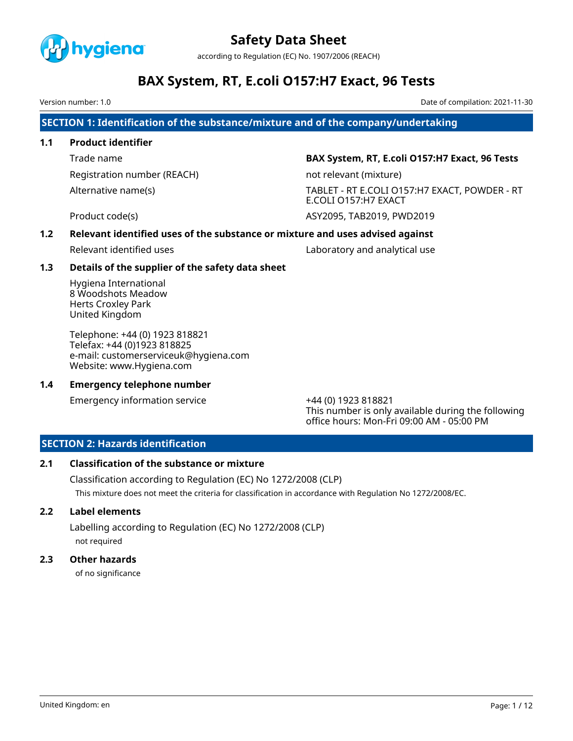# Safety Data Sheet

according to Regulation (EC) No. 1907/2006 (REACH)

# BAX System, RT, E.coli O157:H7 Exact, 96 Tests

Version number: 1.0

Date of compilation: 2021-11-30

## SECTION 1: Identification of the substance/mixture and of the company/undertaking

### 1.1 Product identifier

| | |
|---|---|
| Trade name | **BAX System, RT, E.coli O157:H7 Exact, 96 Tests** |
| Registration number (REACH) | not relevant (mixture) |
| Alternative name(s) | TABLET - RT E.COLI O157:H7 EXACT, POWDER - RT E.COLI O157:H7 EXACT |
| Product code(s) | ASY2095, TAB2019, PWD2019 |

### 1.2 Relevant identified uses of the substance or mixture and uses advised against

| | |
|---|---|
| Relevant identified uses | Laboratory and analytical use |

### 1.3 Details of the supplier of the safety data sheet

Hygiena International
8 Woodshots Meadow
Herts Croxley Park
United Kingdom

Telephone: +44 (0) 1923 818821
Telefax: +44 (0)1923 818825
e-mail: customerserviceuk@hygiena.com
Website: www.Hygiena.com

### 1.4 Emergency telephone number

| | |
|---|---|
| Emergency information service | +44 (0) 1923 818821<br>This number is only available during the following office hours: Mon-Fri 09:00 AM - 05:00 PM |

## SECTION 2: Hazards identification

### 2.1 Classification of the substance or mixture

Classification according to Regulation (EC) No 1272/2008 (CLP)

This mixture does not meet the criteria for classification in accordance with Regulation No 1272/2008/EC.

### 2.2 Label elements

Labelling according to Regulation (EC) No 1272/2008 (CLP)

not required

### 2.3 Other hazards

of no significance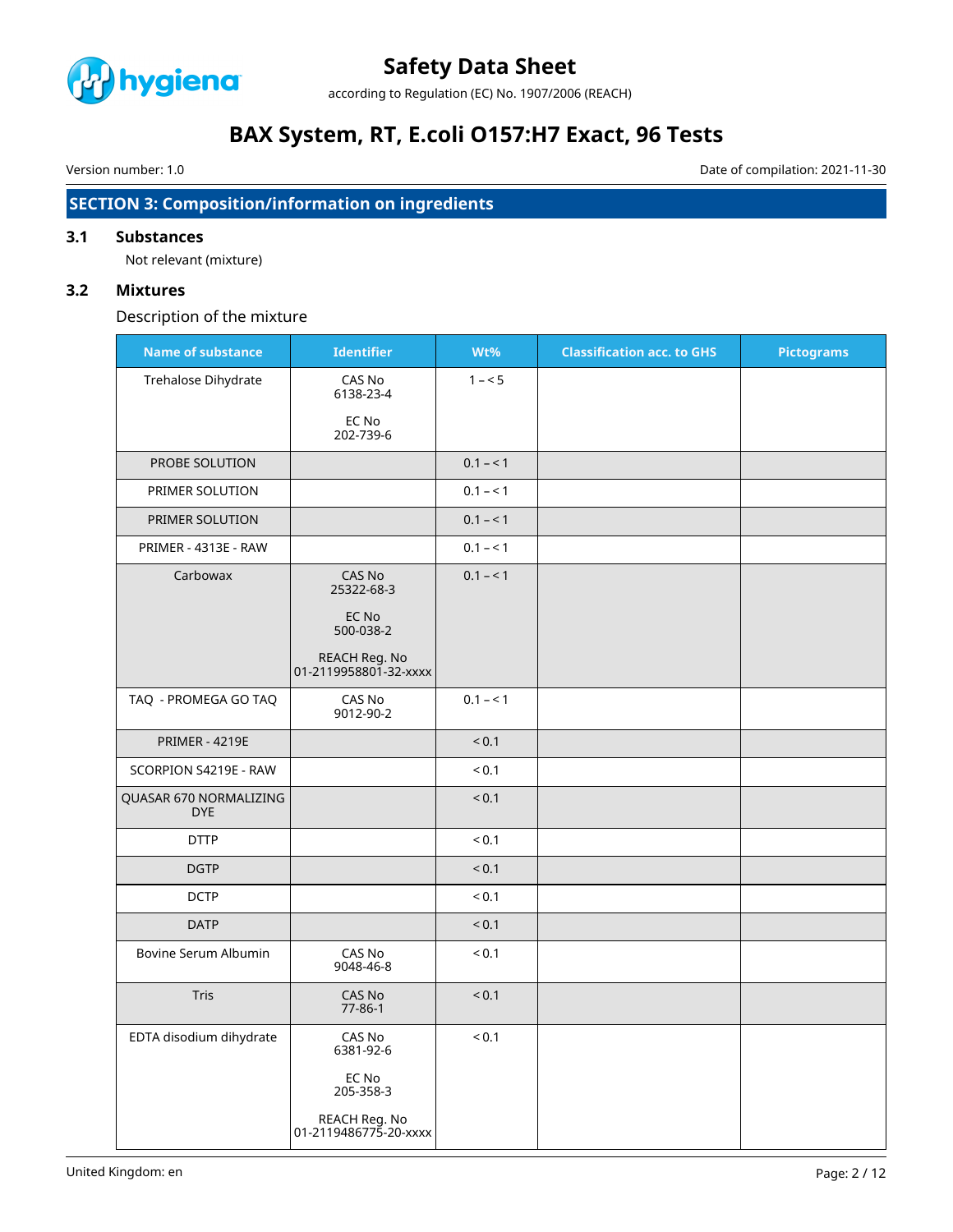## SECTION 3: Composition/information on ingredients

### 3.1 Substances

Not relevant (mixture)

### 3.2 Mixtures

Description of the mixture

| Name of substance | Identifier | Wt% | Classification acc. to GHS | Pictograms |
|---|---|---|---|---|
| Trehalose Dihydrate | CAS No 6138-23-4<br><br>EC No 202-739-6 | 1 – < 5 | | |
| PROBE SOLUTION | | 0.1 – < 1 | | |
| PRIMER SOLUTION | | 0.1 – < 1 | | |
| PRIMER SOLUTION | | 0.1 – < 1 | | |
| PRIMER - 4313E - RAW | | 0.1 – < 1 | | |
| Carbowax | CAS No 25322-68-3<br><br>EC No 500-038-2<br><br>REACH Reg. No 01-2119958801-32-xxxx | 0.1 – < 1 | | |
| TAQ - PROMEGA GO TAQ | CAS No 9012-90-2 | 0.1 – < 1 | | |
| PRIMER - 4219E | | < 0.1 | | |
| SCORPION S4219E - RAW | | < 0.1 | | |
| QUASAR 670 NORMALIZING DYE | | < 0.1 | | |
| DTTP | | < 0.1 | | |
| DGTP | | < 0.1 | | |
| DCTP | | < 0.1 | | |
| DATP | | < 0.1 | | |
| Bovine Serum Albumin | CAS No 9048-46-8 | < 0.1 | | |
| Tris | CAS No 77-86-1 | < 0.1 | | |
| EDTA disodium dihydrate | CAS No 6381-92-6<br><br>EC No 205-358-3<br><br>REACH Reg. No 01-2119486775-20-xxxx | < 0.1 | | |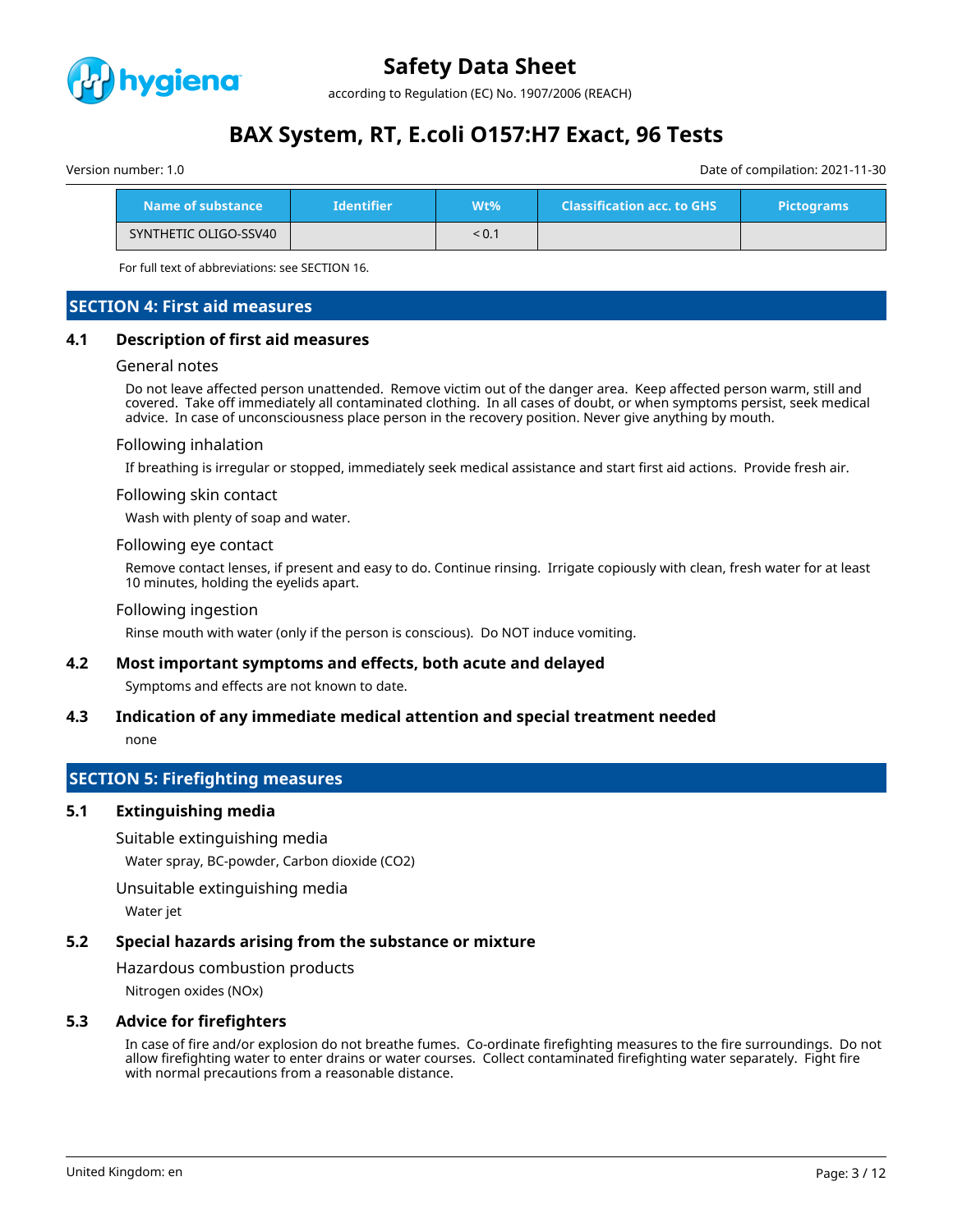| Name of substance | Identifier | Wt% | Classification acc. to GHS | Pictograms |
|---|---|---|---|---|
| SYNTHETIC OLIGO-SSV40 | | < 0.1 | | |

For full text of abbreviations: see SECTION 16.

## SECTION 4: First aid measures

### 4.1 Description of first aid measures

#### General notes

Do not leave affected person unattended. Remove victim out of the danger area. Keep affected person warm, still and covered. Take off immediately all contaminated clothing. In all cases of doubt, or when symptoms persist, seek medical advice. In case of unconsciousness place person in the recovery position. Never give anything by mouth.

#### Following inhalation

If breathing is irregular or stopped, immediately seek medical assistance and start first aid actions. Provide fresh air.

#### Following skin contact

Wash with plenty of soap and water.

#### Following eye contact

Remove contact lenses, if present and easy to do. Continue rinsing. Irrigate copiously with clean, fresh water for at least 10 minutes, holding the eyelids apart.

#### Following ingestion

Rinse mouth with water (only if the person is conscious). Do NOT induce vomiting.

### 4.2 Most important symptoms and effects, both acute and delayed

Symptoms and effects are not known to date.

### 4.3 Indication of any immediate medical attention and special treatment needed

none

## SECTION 5: Firefighting measures

### 5.1 Extinguishing media

#### Suitable extinguishing media

Water spray, BC-powder, Carbon dioxide ($CO_2$)

#### Unsuitable extinguishing media

Water jet

### 5.2 Special hazards arising from the substance or mixture

#### Hazardous combustion products

Nitrogen oxides (NOx)

### 5.3 Advice for firefighters

In case of fire and/or explosion do not breathe fumes. Co-ordinate firefighting measures to the fire surroundings. Do not allow firefighting water to enter drains or water courses. Collect contaminated firefighting water separately. Fight fire with normal precautions from a reasonable distance.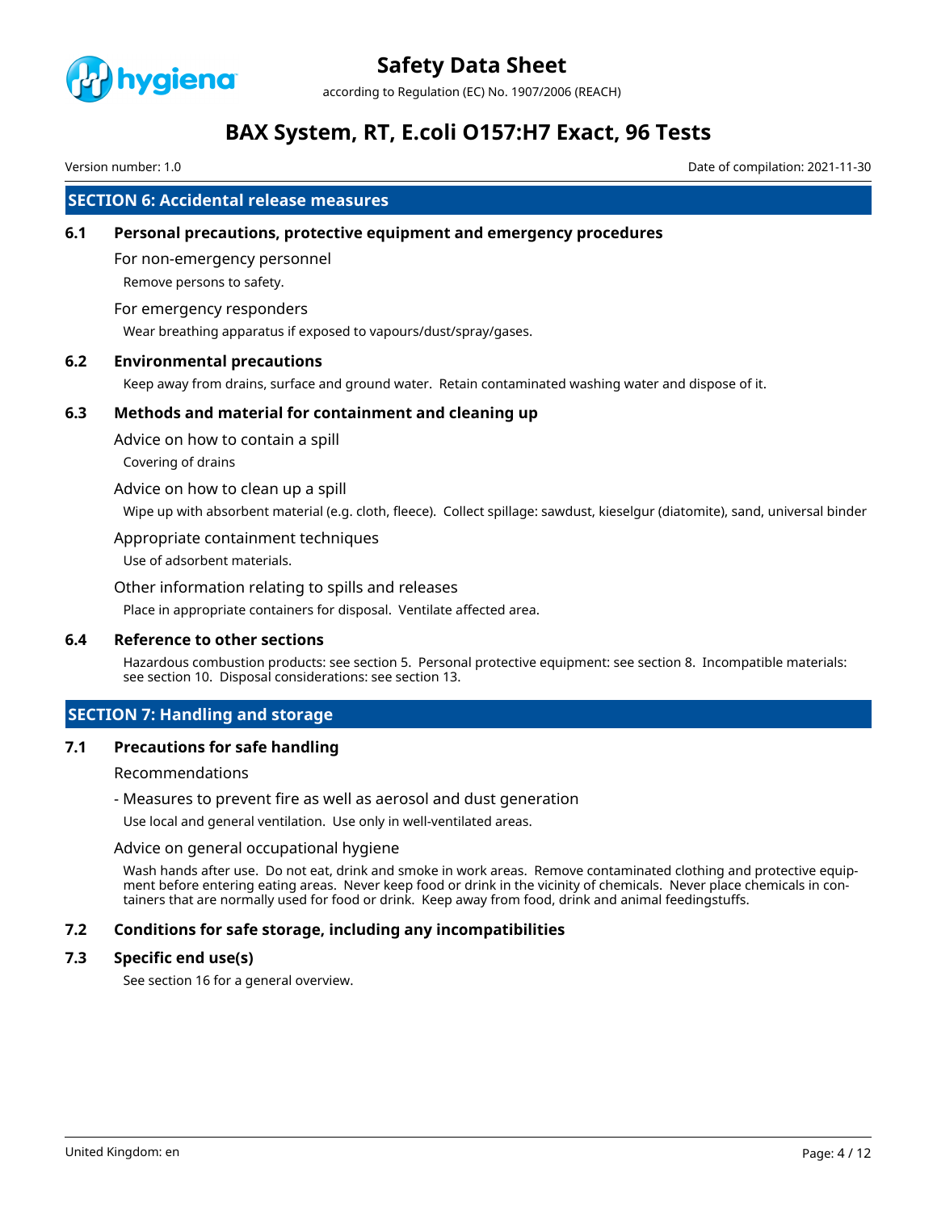## SECTION 6: Accidental release measures

### 6.1 Personal precautions, protective equipment and emergency procedures

For non-emergency personnel

Remove persons to safety.

For emergency responders

Wear breathing apparatus if exposed to vapours/dust/spray/gases.

### 6.2 Environmental precautions

Keep away from drains, surface and ground water. Retain contaminated washing water and dispose of it.

### 6.3 Methods and material for containment and cleaning up

Advice on how to contain a spill

Covering of drains

Advice on how to clean up a spill

Wipe up with absorbent material (e.g. cloth, fleece). Collect spillage: sawdust, kieselgur (diatomite), sand, universal binder

Appropriate containment techniques

Use of adsorbent materials.

Other information relating to spills and releases

Place in appropriate containers for disposal. Ventilate affected area.

### 6.4 Reference to other sections

Hazardous combustion products: see section 5. Personal protective equipment: see section 8. Incompatible materials: see section 10. Disposal considerations: see section 13.

## SECTION 7: Handling and storage

### 7.1 Precautions for safe handling

Recommendations

- Measures to prevent fire as well as aerosol and dust generation

Use local and general ventilation. Use only in well-ventilated areas.

Advice on general occupational hygiene

Wash hands after use. Do not eat, drink and smoke in work areas. Remove contaminated clothing and protective equipment before entering eating areas. Never keep food or drink in the vicinity of chemicals. Never place chemicals in containers that are normally used for food or drink. Keep away from food, drink and animal feedingstuffs.

### 7.2 Conditions for safe storage, including any incompatibilities

### 7.3 Specific end use(s)

See section 16 for a general overview.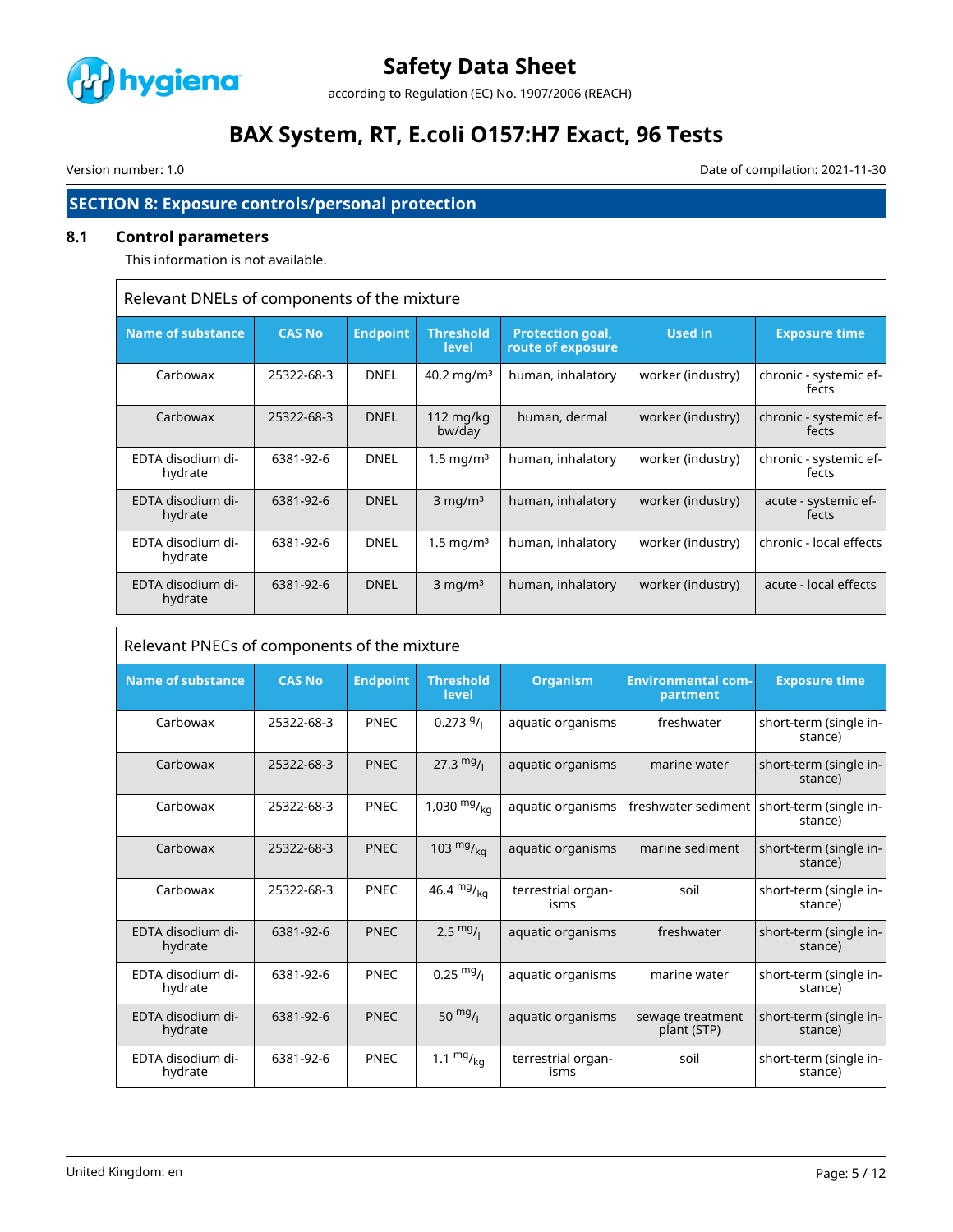## SECTION 8: Exposure controls/personal protection

### 8.1 Control parameters

This information is not available.

**Relevant DNELs of components of the mixture**

| Name of substance | CAS No | Endpoint | Threshold level | Protection goal, route of exposure | Used in | Exposure time |
|---|---|---|---|---|---|---|
| Carbowax | 25322-68-3 | DNEL | 40.2 mg/m³ | human, inhalatory | worker (industry) | chronic - systemic effects |
| Carbowax | 25322-68-3 | DNEL | 112 mg/kg bw/day | human, dermal | worker (industry) | chronic - systemic effects |
| EDTA disodium dihydrate | 6381-92-6 | DNEL | 1.5 mg/m³ | human, inhalatory | worker (industry) | chronic - systemic effects |
| EDTA disodium dihydrate | 6381-92-6 | DNEL | 3 mg/m³ | human, inhalatory | worker (industry) | acute - systemic effects |
| EDTA disodium dihydrate | 6381-92-6 | DNEL | 1.5 mg/m³ | human, inhalatory | worker (industry) | chronic - local effects |
| EDTA disodium dihydrate | 6381-92-6 | DNEL | 3 mg/m³ | human, inhalatory | worker (industry) | acute - local effects |

**Relevant PNECs of components of the mixture**

| Name of substance | CAS No | Endpoint | Threshold level | Organism | Environmental compartment | Exposure time |
|---|---|---|---|---|---|---|
| Carbowax | 25322-68-3 | PNEC | 0.273 g/l | aquatic organisms | freshwater | short-term (single instance) |
| Carbowax | 25322-68-3 | PNEC | 27.3 mg/l | aquatic organisms | marine water | short-term (single instance) |
| Carbowax | 25322-68-3 | PNEC | 1,030 mg/kg | aquatic organisms | freshwater sediment | short-term (single instance) |
| Carbowax | 25322-68-3 | PNEC | 103 mg/kg | aquatic organisms | marine sediment | short-term (single instance) |
| Carbowax | 25322-68-3 | PNEC | 46.4 mg/kg | terrestrial organisms | soil | short-term (single instance) |
| EDTA disodium dihydrate | 6381-92-6 | PNEC | 2.5 mg/l | aquatic organisms | freshwater | short-term (single instance) |
| EDTA disodium dihydrate | 6381-92-6 | PNEC | 0.25 mg/l | aquatic organisms | marine water | short-term (single instance) |
| EDTA disodium dihydrate | 6381-92-6 | PNEC | 50 mg/l | aquatic organisms | sewage treatment plant (STP) | short-term (single instance) |
| EDTA disodium dihydrate | 6381-92-6 | PNEC | 1.1 mg/kg | terrestrial organisms | soil | short-term (single instance) |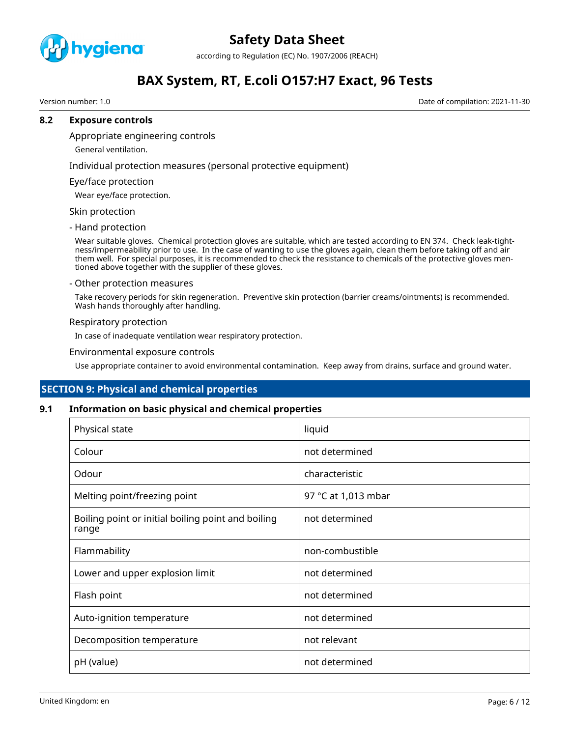### 8.2 Exposure controls

Appropriate engineering controls

General ventilation.

Individual protection measures (personal protective equipment)

Eye/face protection

Wear eye/face protection.

Skin protection

- Hand protection

Wear suitable gloves. Chemical protection gloves are suitable, which are tested according to EN 374. Check leak-tightness/impermeability prior to use. In the case of wanting to use the gloves again, clean them before taking off and air them well. For special purposes, it is recommended to check the resistance to chemicals of the protective gloves mentioned above together with the supplier of these gloves.

- Other protection measures

Take recovery periods for skin regeneration. Preventive skin protection (barrier creams/ointments) is recommended. Wash hands thoroughly after handling.

Respiratory protection

In case of inadequate ventilation wear respiratory protection.

Environmental exposure controls

Use appropriate container to avoid environmental contamination. Keep away from drains, surface and ground water.

## SECTION 9: Physical and chemical properties

### 9.1 Information on basic physical and chemical properties

| Property | Value |
|---|---|
| Physical state | liquid |
| Colour | not determined |
| Odour | characteristic |
| Melting point/freezing point | 97 °C at 1,013 mbar |
| Boiling point or initial boiling point and boiling range | not determined |
| Flammability | non-combustible |
| Lower and upper explosion limit | not determined |
| Flash point | not determined |
| Auto-ignition temperature | not determined |
| Decomposition temperature | not relevant |
| pH (value) | not determined |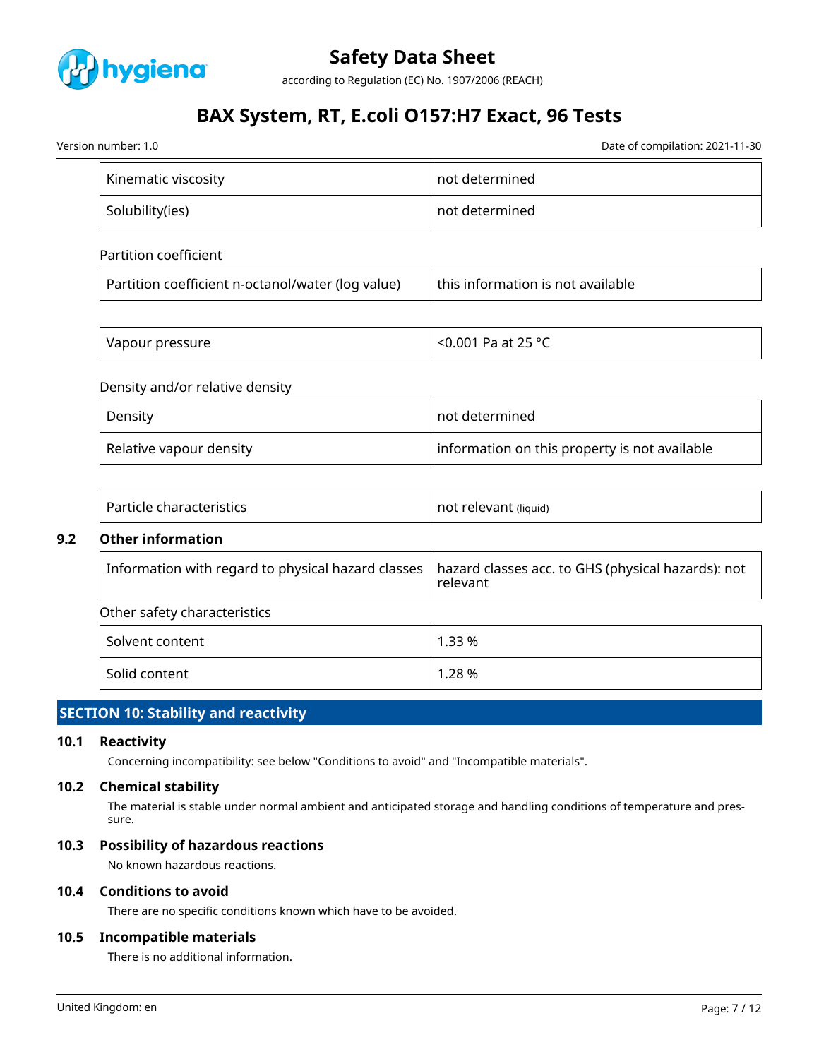| Kinematic viscosity | not determined |
|---|---|
| Solubility(ies) | not determined |

Partition coefficient

| Partition coefficient n-octanol/water (log value) | this information is not available |
|---|---|

| Vapour pressure | <0.001 Pa at 25 °C |
|---|---|

Density and/or relative density

| Density | not determined |
|---|---|
| Relative vapour density | information on this property is not available |

| Particle characteristics | not relevant (liquid) |
|---|---|

### 9.2 Other information

| Information with regard to physical hazard classes | hazard classes acc. to GHS (physical hazards): not relevant |
|---|---|

Other safety characteristics

| Solvent content | 1.33 % |
|---|---|
| Solid content | 1.28 % |

## SECTION 10: Stability and reactivity

### 10.1 Reactivity

Concerning incompatibility: see below "Conditions to avoid" and "Incompatible materials".

### 10.2 Chemical stability

The material is stable under normal ambient and anticipated storage and handling conditions of temperature and pressure.

### 10.3 Possibility of hazardous reactions

No known hazardous reactions.

### 10.4 Conditions to avoid

There are no specific conditions known which have to be avoided.

### 10.5 Incompatible materials

There is no additional information.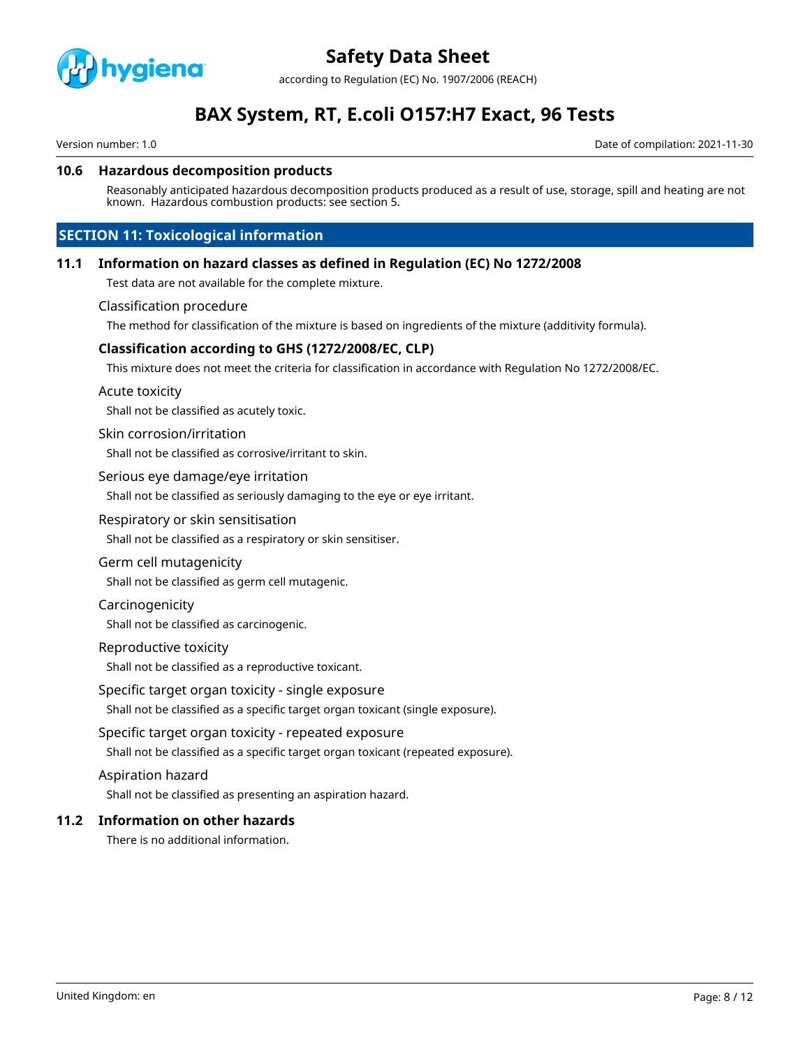### 10.6 Hazardous decomposition products

Reasonably anticipated hazardous decomposition products produced as a result of use, storage, spill and heating are not known. Hazardous combustion products: see section 5.

## SECTION 11: Toxicological information

### 11.1 Information on hazard classes as defined in Regulation (EC) No 1272/2008

Test data are not available for the complete mixture.

Classification procedure

The method for classification of the mixture is based on ingredients of the mixture (additivity formula).

**Classification according to GHS (1272/2008/EC, CLP)**

This mixture does not meet the criteria for classification in accordance with Regulation No 1272/2008/EC.

Acute toxicity

Shall not be classified as acutely toxic.

Skin corrosion/irritation

Shall not be classified as corrosive/irritant to skin.

Serious eye damage/eye irritation

Shall not be classified as seriously damaging to the eye or eye irritant.

Respiratory or skin sensitisation

Shall not be classified as a respiratory or skin sensitiser.

Germ cell mutagenicity

Shall not be classified as germ cell mutagenic.

Carcinogenicity

Shall not be classified as carcinogenic.

Reproductive toxicity

Shall not be classified as a reproductive toxicant.

Specific target organ toxicity - single exposure

Shall not be classified as a specific target organ toxicant (single exposure).

Specific target organ toxicity - repeated exposure

Shall not be classified as a specific target organ toxicant (repeated exposure).

Aspiration hazard

Shall not be classified as presenting an aspiration hazard.

### 11.2 Information on other hazards

There is no additional information.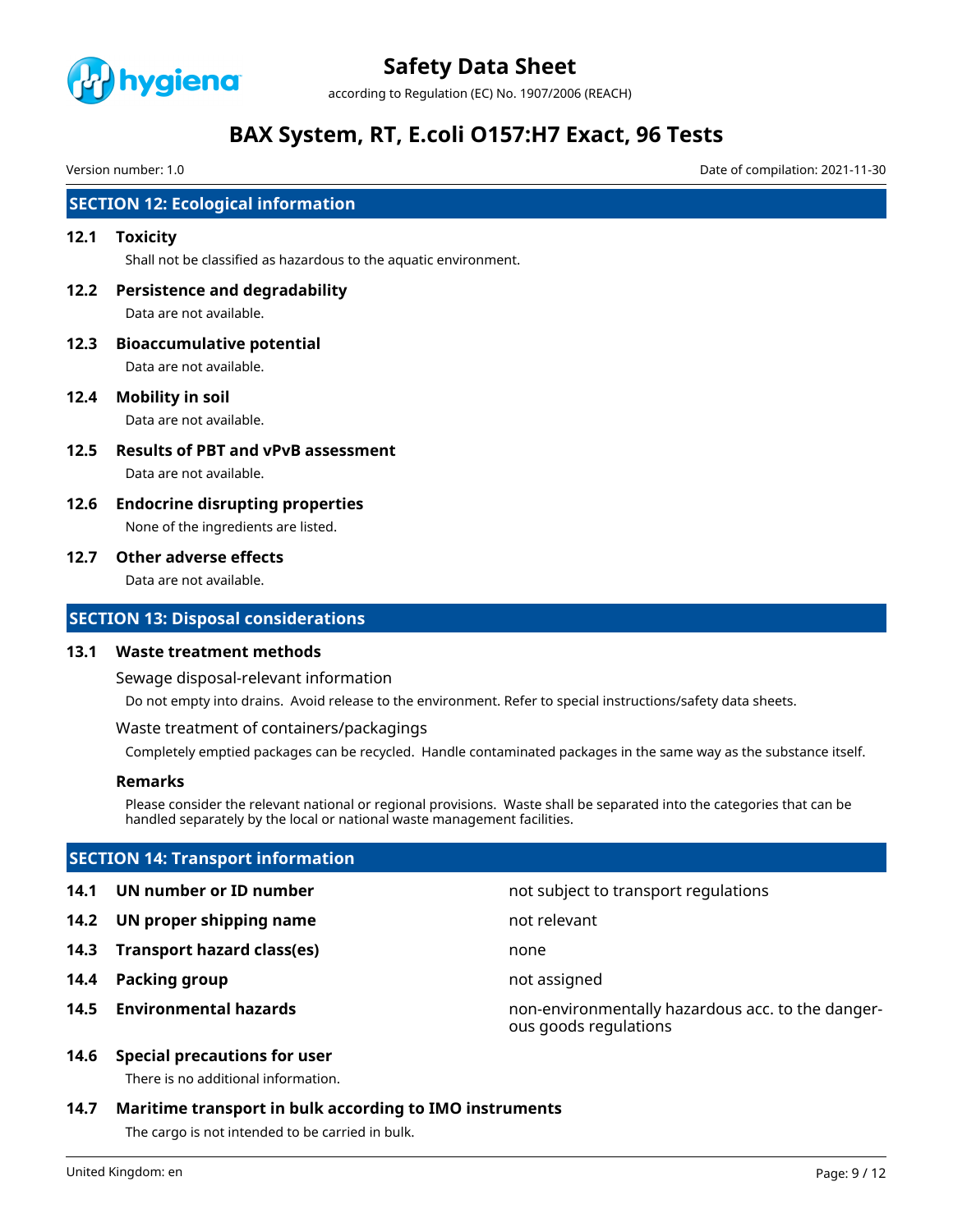## SECTION 12: Ecological information

### 12.1 Toxicity

Shall not be classified as hazardous to the aquatic environment.

### 12.2 Persistence and degradability

Data are not available.

### 12.3 Bioaccumulative potential

Data are not available.

### 12.4 Mobility in soil

Data are not available.

### 12.5 Results of PBT and vPvB assessment

Data are not available.

### 12.6 Endocrine disrupting properties

None of the ingredients are listed.

### 12.7 Other adverse effects

Data are not available.

## SECTION 13: Disposal considerations

### 13.1 Waste treatment methods

Sewage disposal-relevant information

Do not empty into drains. Avoid release to the environment. Refer to special instructions/safety data sheets.

Waste treatment of containers/packagings

Completely emptied packages can be recycled. Handle contaminated packages in the same way as the substance itself.

**Remarks**

Please consider the relevant national or regional provisions. Waste shall be separated into the categories that can be handled separately by the local or national waste management facilities.

## SECTION 14: Transport information

| | | |
|---|---|---|
| **14.1** | **UN number or ID number** | not subject to transport regulations |
| **14.2** | **UN proper shipping name** | not relevant |
| **14.3** | **Transport hazard class(es)** | none |
| **14.4** | **Packing group** | not assigned |
| **14.5** | **Environmental hazards** | non-environmentally hazardous acc. to the dangerous goods regulations |

### 14.6 Special precautions for user

There is no additional information.

### 14.7 Maritime transport in bulk according to IMO instruments

The cargo is not intended to be carried in bulk.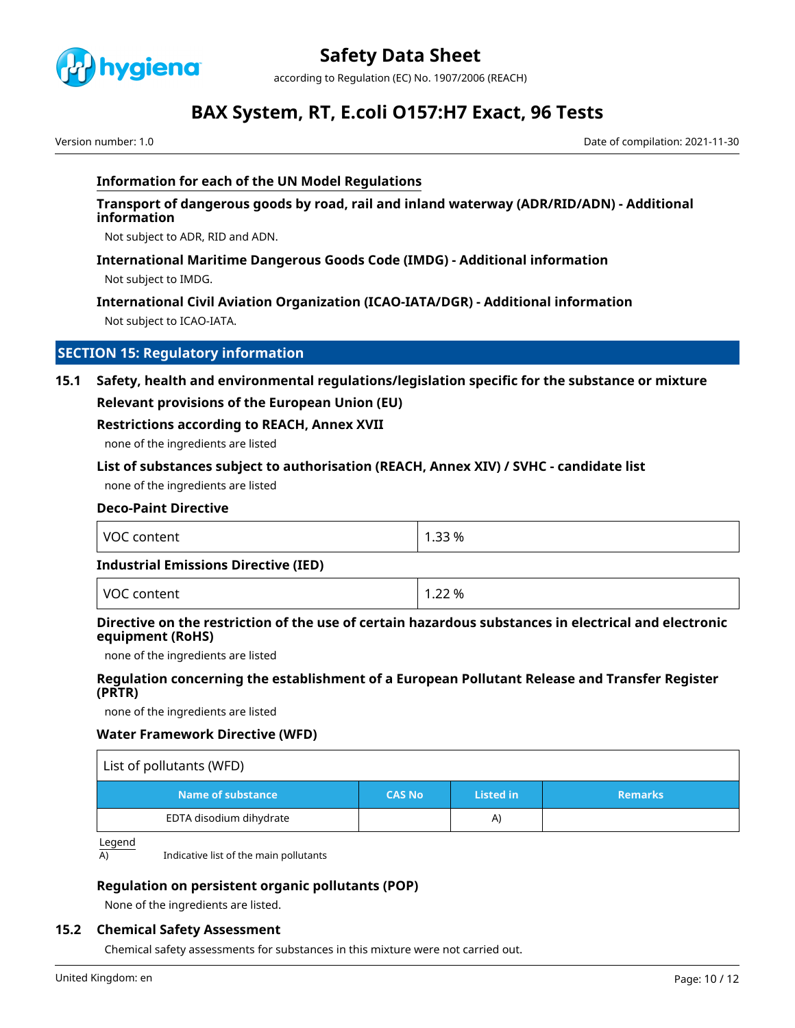### Information for each of the UN Model Regulations

**Transport of dangerous goods by road, rail and inland waterway (ADR/RID/ADN) - Additional information**

Not subject to ADR, RID and ADN.

**International Maritime Dangerous Goods Code (IMDG) - Additional information**

Not subject to IMDG.

**International Civil Aviation Organization (ICAO-IATA/DGR) - Additional information**

Not subject to ICAO-IATA.

## SECTION 15: Regulatory information

### 15.1 Safety, health and environmental regulations/legislation specific for the substance or mixture

**Relevant provisions of the European Union (EU)**

**Restrictions according to REACH, Annex XVII**

none of the ingredients are listed

**List of substances subject to authorisation (REACH, Annex XIV) / SVHC - candidate list**

none of the ingredients are listed

**Deco-Paint Directive**

| VOC content | 1.33 % |
|---|---|

**Industrial Emissions Directive (IED)**

| VOC content | 1.22 % |
|---|---|

**Directive on the restriction of the use of certain hazardous substances in electrical and electronic equipment (RoHS)**

none of the ingredients are listed

**Regulation concerning the establishment of a European Pollutant Release and Transfer Register (PRTR)**

none of the ingredients are listed

**Water Framework Directive (WFD)**

List of pollutants (WFD)

| Name of substance | CAS No | Listed in | Remarks |
|---|---|---|---|
| EDTA disodium dihydrate | | A) | |

Legend

A) Indicative list of the main pollutants

**Regulation on persistent organic pollutants (POP)**

None of the ingredients are listed.

### 15.2 Chemical Safety Assessment

Chemical safety assessments for substances in this mixture were not carried out.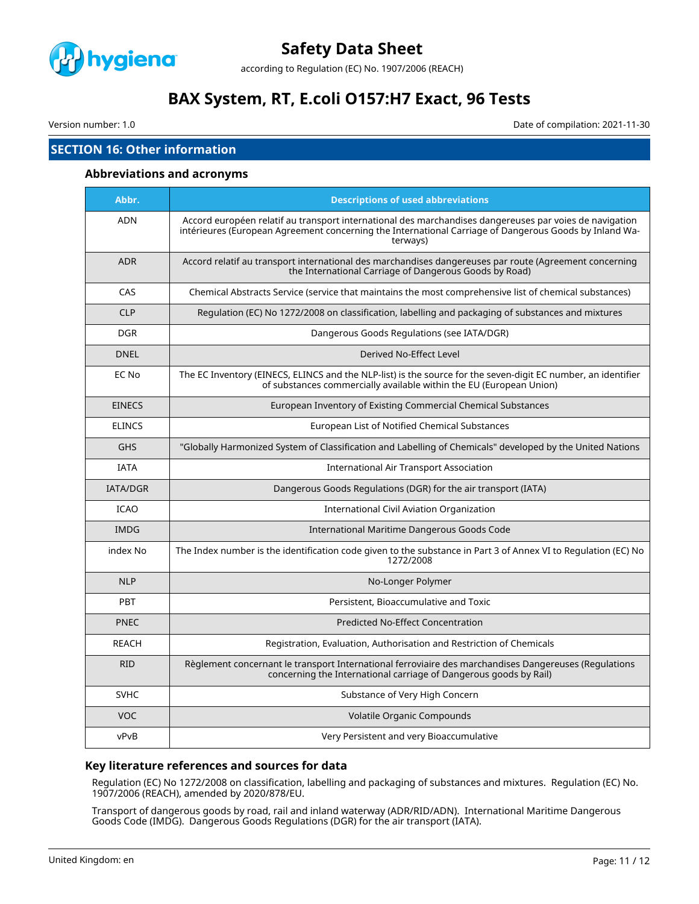## SECTION 16: Other information

### Abbreviations and acronyms

| Abbr. | Descriptions of used abbreviations |
|---|---|
| ADN | Accord européen relatif au transport international des marchandises dangereuses par voies de navigation intérieures (European Agreement concerning the International Carriage of Dangerous Goods by Inland Waterways) |
| ADR | Accord relatif au transport international des marchandises dangereuses par route (Agreement concerning the International Carriage of Dangerous Goods by Road) |
| CAS | Chemical Abstracts Service (service that maintains the most comprehensive list of chemical substances) |
| CLP | Regulation (EC) No 1272/2008 on classification, labelling and packaging of substances and mixtures |
| DGR | Dangerous Goods Regulations (see IATA/DGR) |
| DNEL | Derived No-Effect Level |
| EC No | The EC Inventory (EINECS, ELINCS and the NLP-list) is the source for the seven-digit EC number, an identifier of substances commercially available within the EU (European Union) |
| EINECS | European Inventory of Existing Commercial Chemical Substances |
| ELINCS | European List of Notified Chemical Substances |
| GHS | "Globally Harmonized System of Classification and Labelling of Chemicals" developed by the United Nations |
| IATA | International Air Transport Association |
| IATA/DGR | Dangerous Goods Regulations (DGR) for the air transport (IATA) |
| ICAO | International Civil Aviation Organization |
| IMDG | International Maritime Dangerous Goods Code |
| index No | The Index number is the identification code given to the substance in Part 3 of Annex VI to Regulation (EC) No 1272/2008 |
| NLP | No-Longer Polymer |
| PBT | Persistent, Bioaccumulative and Toxic |
| PNEC | Predicted No-Effect Concentration |
| REACH | Registration, Evaluation, Authorisation and Restriction of Chemicals |
| RID | Règlement concernant le transport International ferroviaire des marchandises Dangereuses (Regulations concerning the International carriage of Dangerous goods by Rail) |
| SVHC | Substance of Very High Concern |
| VOC | Volatile Organic Compounds |
| vPvB | Very Persistent and very Bioaccumulative |

### Key literature references and sources for data

Regulation (EC) No 1272/2008 on classification, labelling and packaging of substances and mixtures. Regulation (EC) No. 1907/2006 (REACH), amended by 2020/878/EU.

Transport of dangerous goods by road, rail and inland waterway (ADR/RID/ADN). International Maritime Dangerous Goods Code (IMDG). Dangerous Goods Regulations (DGR) for the air transport (IATA).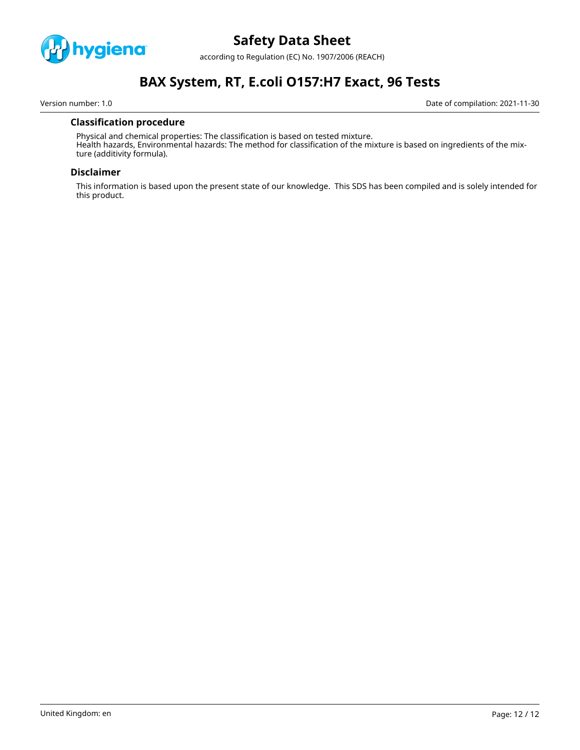### Classification procedure

Physical and chemical properties: The classification is based on tested mixture.
Health hazards, Environmental hazards: The method for classification of the mixture is based on ingredients of the mixture (additivity formula).

### Disclaimer

This information is based upon the present state of our knowledge. This SDS has been compiled and is solely intended for this product.